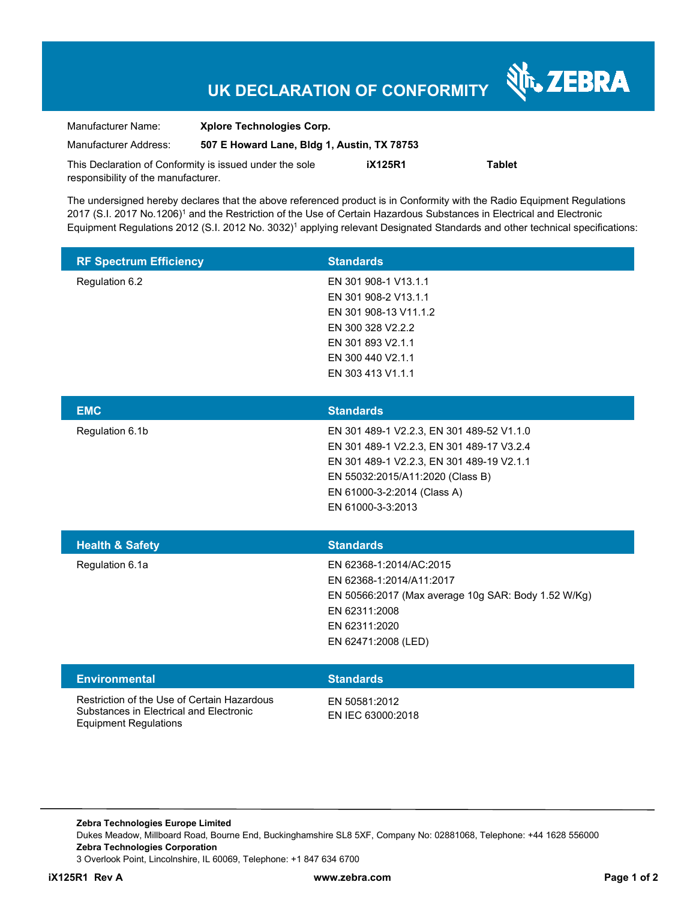# UK DECLARATION OF CONFORMITY

ZEBRA

| | |
|---|---|
| Manufacturer Name: | **Xplore Technologies Corp.** |
| Manufacturer Address: | **507 E Howard Lane, Bldg 1, Austin, TX 78753** |

This Declaration of Conformity is issued under the sole responsibility of the manufacturer. **iX125R1** **Tablet**

The undersigned hereby declares that the above referenced product is in Conformity with the Radio Equipment Regulations 2017 (S.I. 2017 No.1206)[1] and the Restriction of the Use of Certain Hazardous Substances in Electrical and Electronic Equipment Regulations 2012 (S.I. 2012 No. 3032)[1] applying relevant Designated Standards and other technical specifications:

| RF Spectrum Efficiency | Standards |
|---|---|
| Regulation 6.2 | EN 301 908-1 V13.1.1<br>EN 301 908-2 V13.1.1<br>EN 301 908-13 V11.1.2<br>EN 300 328 V2.2.2<br>EN 301 893 V2.1.1<br>EN 300 440 V2.1.1<br>EN 303 413 V1.1.1 |

| EMC | Standards |
|---|---|
| Regulation 6.1b | EN 301 489-1 V2.2.3, EN 301 489-52 V1.1.0<br>EN 301 489-1 V2.2.3, EN 301 489-17 V3.2.4<br>EN 301 489-1 V2.2.3, EN 301 489-19 V2.1.1<br>EN 55032:2015/A11:2020 (Class B)<br>EN 61000-3-2:2014 (Class A)<br>EN 61000-3-3:2013 |

| Health & Safety | Standards |
|---|---|
| Regulation 6.1a | EN 62368-1:2014/AC:2015<br>EN 62368-1:2014/A11:2017<br>EN 50566:2017 (Max average 10g SAR: Body 1.52 W/Kg)<br>EN 62311:2008<br>EN 62311:2020<br>EN 62471:2008 (LED) |

| Environmental | Standards |
|---|---|
| Restriction of the Use of Certain Hazardous Substances in Electrical and Electronic Equipment Regulations | EN 50581:2012<br>EN IEC 63000:2018 |

**Zebra Technologies Europe Limited**
Dukes Meadow, Millboard Road, Bourne End, Buckinghamshire SL8 5XF, Company No: 02881068, Telephone: +44 1628 556000
**Zebra Technologies Corporation**
3 Overlook Point, Lincolnshire, IL 60069, Telephone: +1 847 634 6700

**iX125R1 Rev A** **www.zebra.com**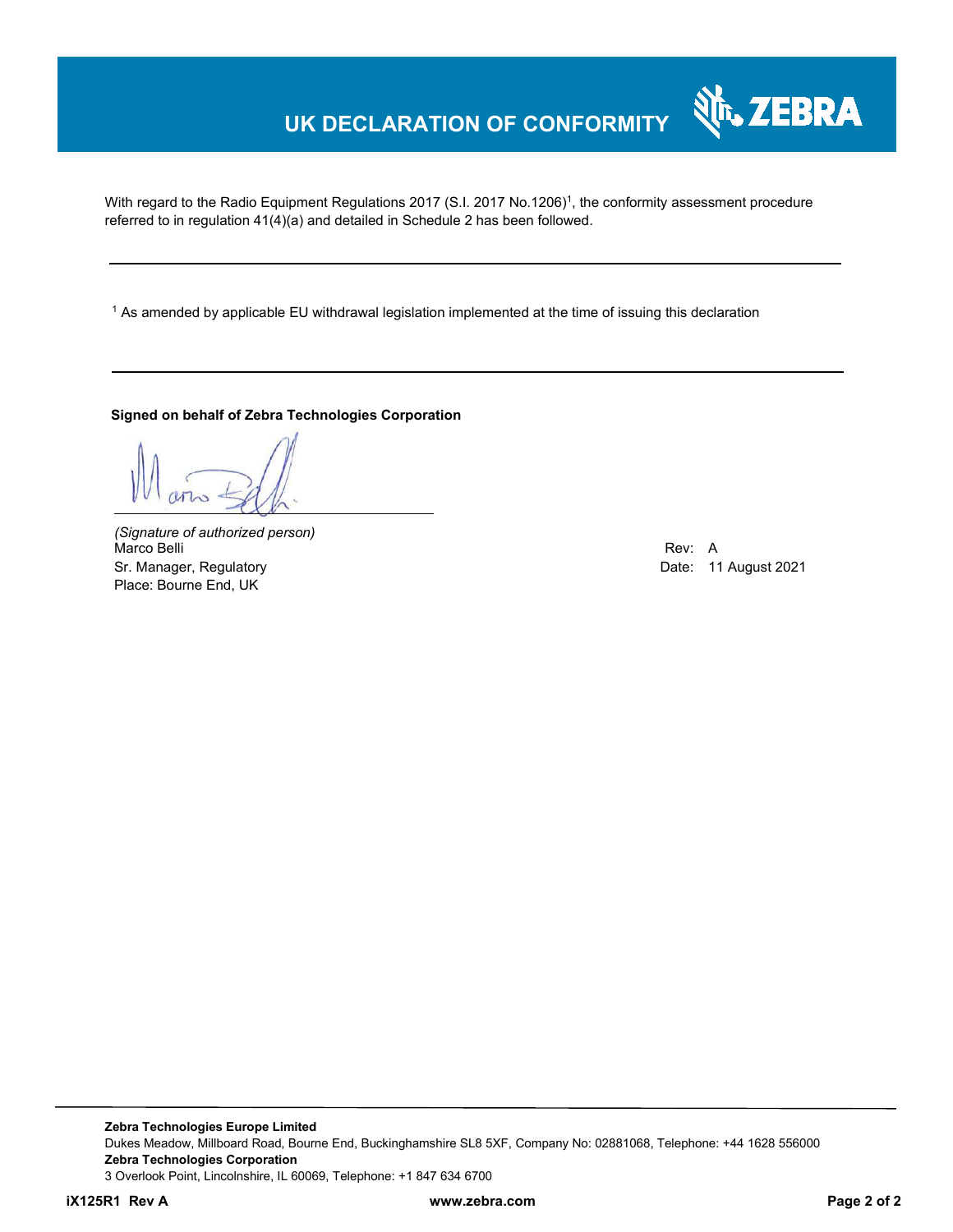# UK DECLARATION OF CONFORMITY

With regard to the Radio Equipment Regulations 2017 (S.I. 2017 No.1206)[1], the conformity assessment procedure referred to in regulation 41(4)(a) and detailed in Schedule 2 has been followed.

---

[1] As amended by applicable EU withdrawal legislation implemented at the time of issuing this declaration

---

**Signed on behalf of Zebra Technologies Corporation**

*(Signature of authorized person)*
Marco Belli
Sr. Manager, Regulatory
Place: Bourne End, UK

Rev: A
Date: 11 August 2021

**Zebra Technologies Europe Limited**
Dukes Meadow, Millboard Road, Bourne End, Buckinghamshire SL8 5XF, Company No: 02881068, Telephone: +44 1628 556000
**Zebra Technologies Corporation**
3 Overlook Point, Lincolnshire, IL 60069, Telephone: +1 847 634 6700

**iX125R1 Rev A** **www.zebra.com**